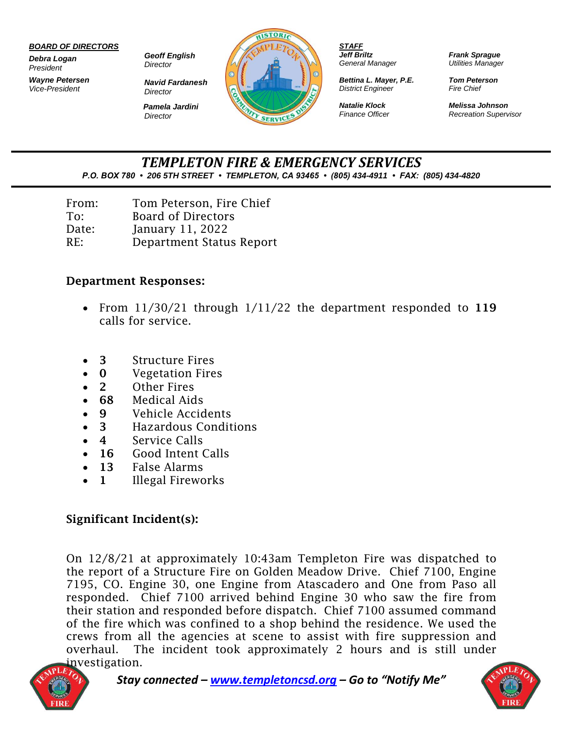**BOARD OF DIRECTORS**

***Debra Logan***
*President*

***Wayne Petersen***
*Vice-President*

***Geoff English***
*Director*

***Navid Fardanesh***
*Director*

***Pamela Jardini***
*Director*

**STAFF**

***Jeff Briltz***
*General Manager*

***Bettina L. Mayer, P.E.***
*District Engineer*

***Natalie Klock***
*Finance Officer*

***Frank Sprague***
*Utilities Manager*

***Tom Peterson***
*Fire Chief*

***Melissa Johnson***
*Recreation Supervisor*

# TEMPLETON FIRE & EMERGENCY SERVICES

***P.O. BOX 780 • 206 5TH STREET • TEMPLETON, CA 93465 • (805) 434-4911 • FAX: (805) 434-4820***

From: Tom Peterson, Fire Chief
To: Board of Directors
Date: January 11, 2022
RE: Department Status Report

## Department Responses:

- From 11/30/21 through 1/11/22 the department responded to **119** calls for service.

- **3** Structure Fires
- **0** Vegetation Fires
- **2** Other Fires
- **68** Medical Aids
- **9** Vehicle Accidents
- **3** Hazardous Conditions
- **4** Service Calls
- **16** Good Intent Calls
- **13** False Alarms
- **1** Illegal Fireworks

## Significant Incident(s):

On 12/8/21 at approximately 10:43am Templeton Fire was dispatched to the report of a Structure Fire on Golden Meadow Drive. Chief 7100, Engine 7195, CO. Engine 30, one Engine from Atascadero and One from Paso all responded. Chief 7100 arrived behind Engine 30 who saw the fire from their station and responded before dispatch. Chief 7100 assumed command of the fire which was confined to a shop behind the residence. We used the crews from all the agencies at scene to assist with fire suppression and overhaul. The incident took approximately 2 hours and is still under investigation.

***Stay connected – www.templetoncsd.org – Go to "Notify Me"***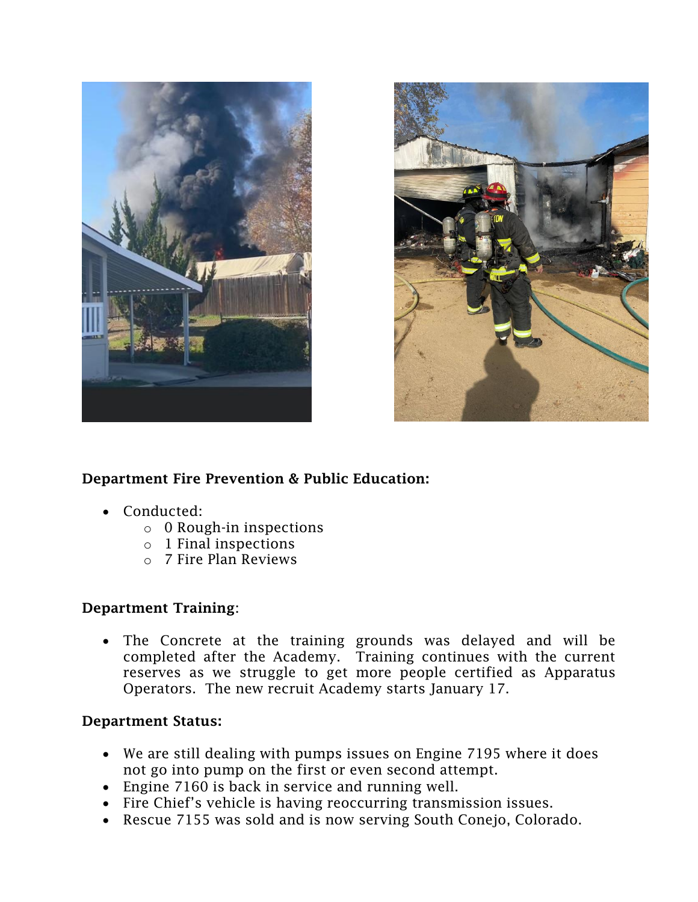**Department Fire Prevention & Public Education:**

- Conducted:
  - 0 Rough-in inspections
  - 1 Final inspections
  - 7 Fire Plan Reviews

**Department Training**:

- The Concrete at the training grounds was delayed and will be completed after the Academy. Training continues with the current reserves as we struggle to get more people certified as Apparatus Operators. The new recruit Academy starts January 17.

**Department Status:**

- We are still dealing with pumps issues on Engine 7195 where it does not go into pump on the first or even second attempt.
- Engine 7160 is back in service and running well.
- Fire Chief's vehicle is having reoccurring transmission issues.
- Rescue 7155 was sold and is now serving South Conejo, Colorado.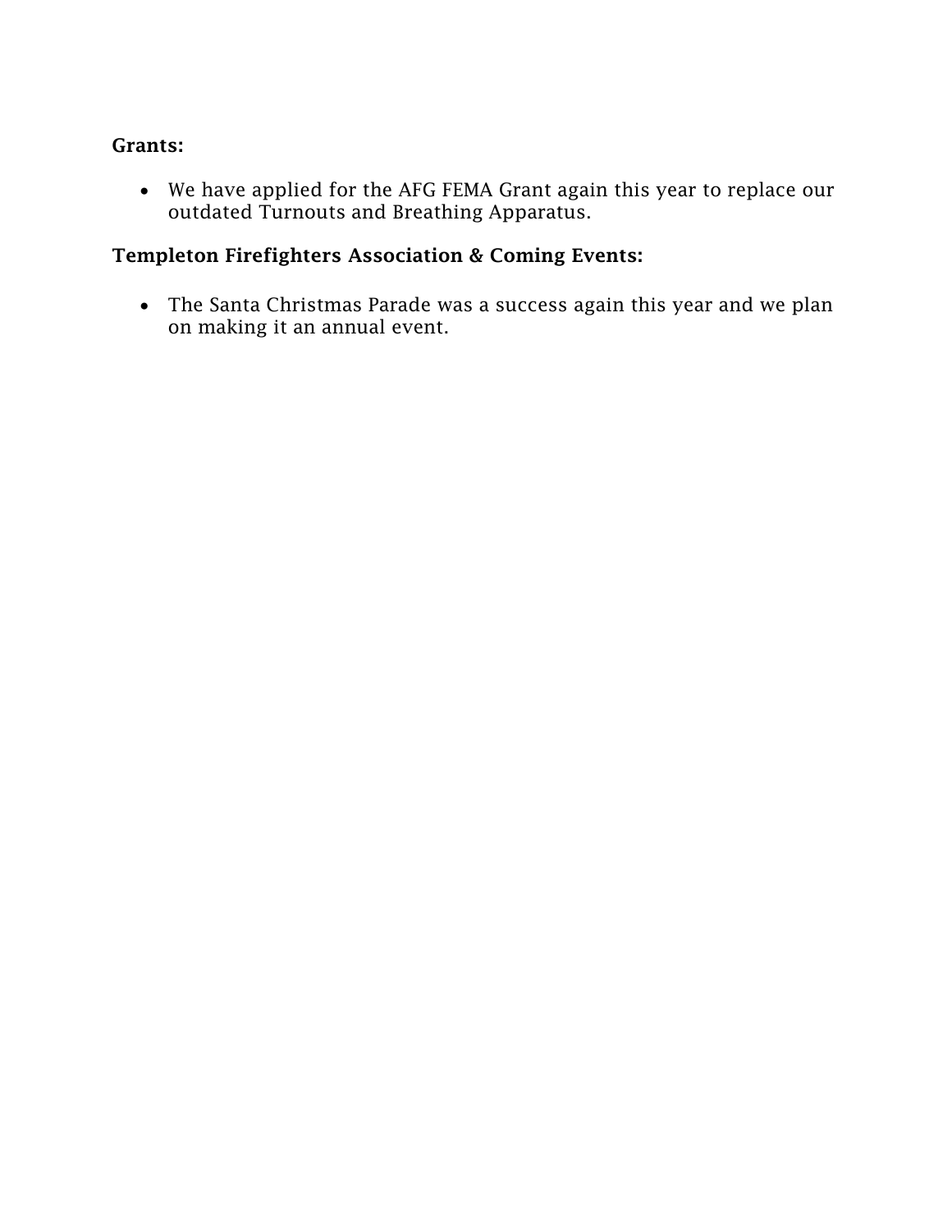**Grants:**

- We have applied for the AFG FEMA Grant again this year to replace our outdated Turnouts and Breathing Apparatus.

**Templeton Firefighters Association & Coming Events:**

- The Santa Christmas Parade was a success again this year and we plan on making it an annual event.